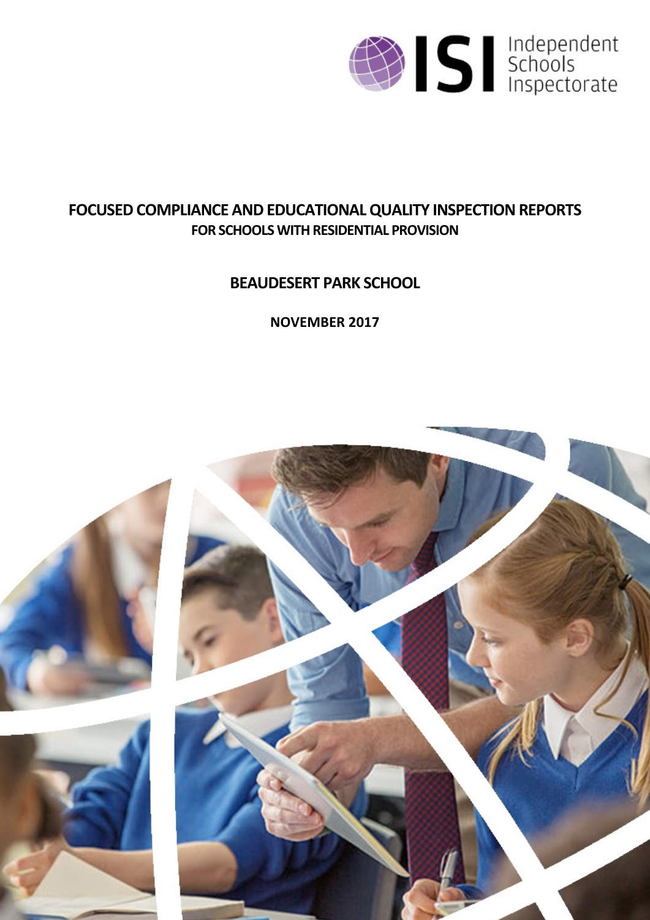# FOCUSED COMPLIANCE AND EDUCATIONAL QUALITY INSPECTION REPORTS

## FOR SCHOOLS WITH RESIDENTIAL PROVISION

## BEAUDESERT PARK SCHOOL

**NOVEMBER 2017**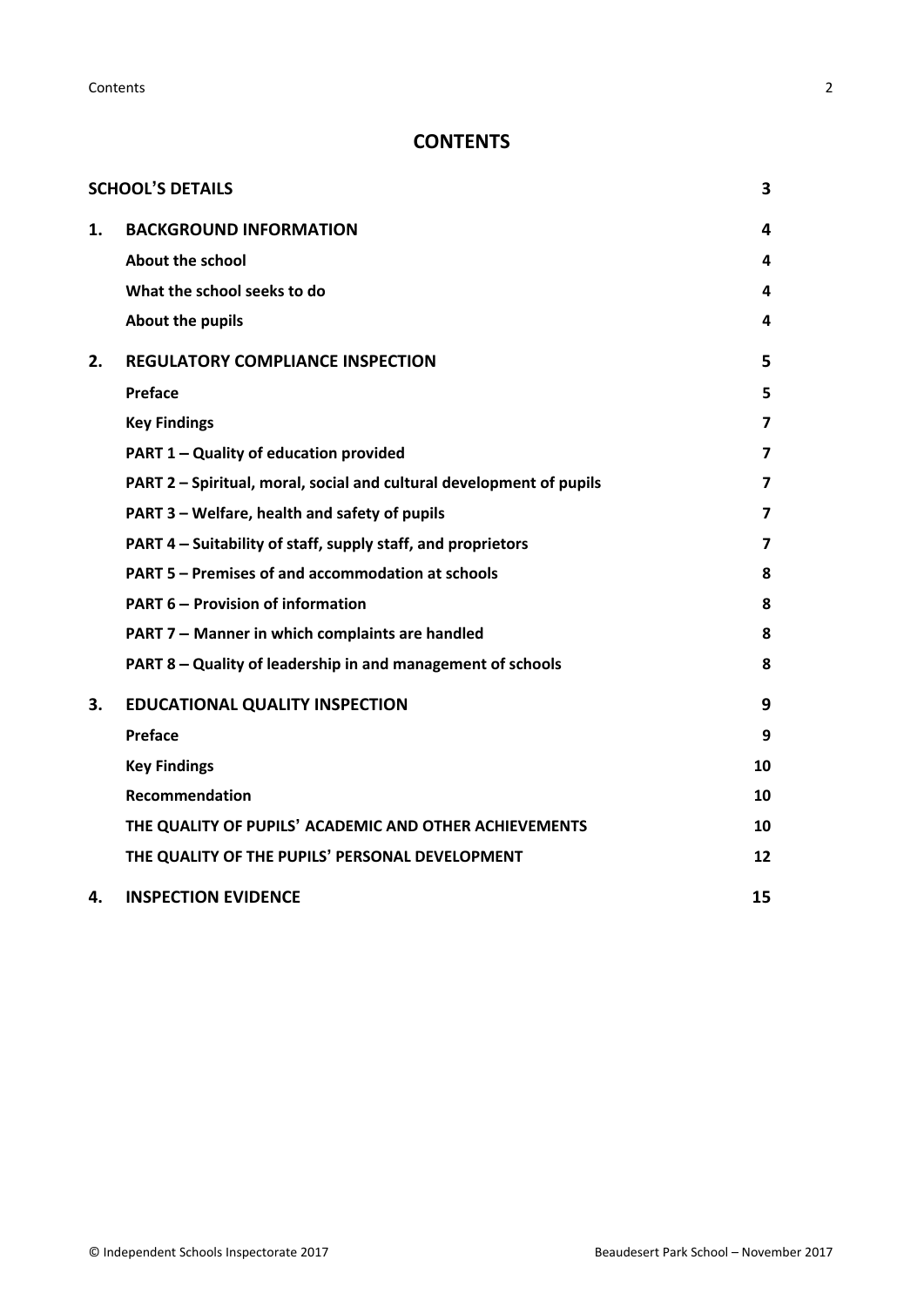# CONTENTS

| | | |
|---|---|---|
| **SCHOOL'S DETAILS** | | **3** |
| **1.** | **BACKGROUND INFORMATION** | **4** |
| | **About the school** | **4** |
| | **What the school seeks to do** | **4** |
| | **About the pupils** | **4** |
| **2.** | **REGULATORY COMPLIANCE INSPECTION** | **5** |
| | **Preface** | **5** |
| | **Key Findings** | **7** |
| | **PART 1 – Quality of education provided** | **7** |
| | **PART 2 – Spiritual, moral, social and cultural development of pupils** | **7** |
| | **PART 3 – Welfare, health and safety of pupils** | **7** |
| | **PART 4 – Suitability of staff, supply staff, and proprietors** | **7** |
| | **PART 5 – Premises of and accommodation at schools** | **8** |
| | **PART 6 – Provision of information** | **8** |
| | **PART 7 – Manner in which complaints are handled** | **8** |
| | **PART 8 – Quality of leadership in and management of schools** | **8** |
| **3.** | **EDUCATIONAL QUALITY INSPECTION** | **9** |
| | **Preface** | **9** |
| | **Key Findings** | **10** |
| | **Recommendation** | **10** |
| | **THE QUALITY OF PUPILS' ACADEMIC AND OTHER ACHIEVEMENTS** | **10** |
| | **THE QUALITY OF THE PUPILS' PERSONAL DEVELOPMENT** | **12** |
| **4.** | **INSPECTION EVIDENCE** | **15** |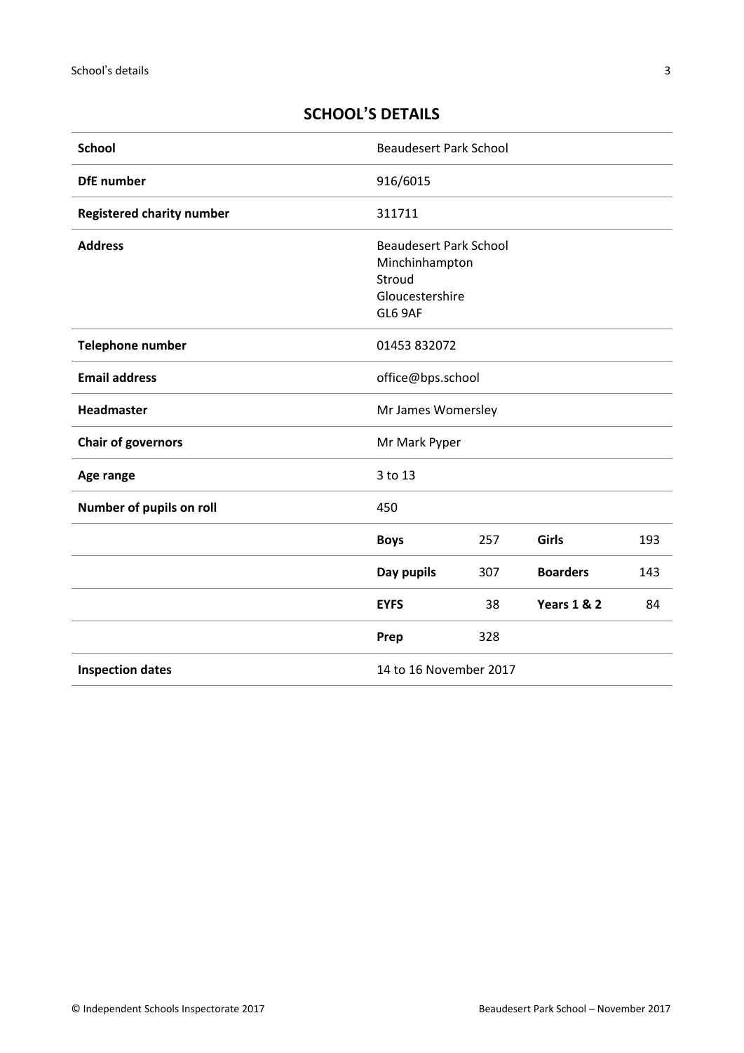## SCHOOL'S DETAILS

| | | | | |
|---|---|---|---|---|
| **School** | Beaudesert Park School | | | |
| **DfE number** | 916/6015 | | | |
| **Registered charity number** | 311711 | | | |
| **Address** | Beaudesert Park School<br>Minchinhampton<br>Stroud<br>Gloucestershire<br>GL6 9AF | | | |
| **Telephone number** | 01453 832072 | | | |
| **Email address** | office@bps.school | | | |
| **Headmaster** | Mr James Womersley | | | |
| **Chair of governors** | Mr Mark Pyper | | | |
| **Age range** | 3 to 13 | | | |
| **Number of pupils on roll** | 450 | | | |
| | **Boys** | 257 | **Girls** | 193 |
| | **Day pupils** | 307 | **Boarders** | 143 |
| | **EYFS** | 38 | **Years 1 & 2** | 84 |
| | **Prep** | 328 | | |
| **Inspection dates** | 14 to 16 November 2017 | | | |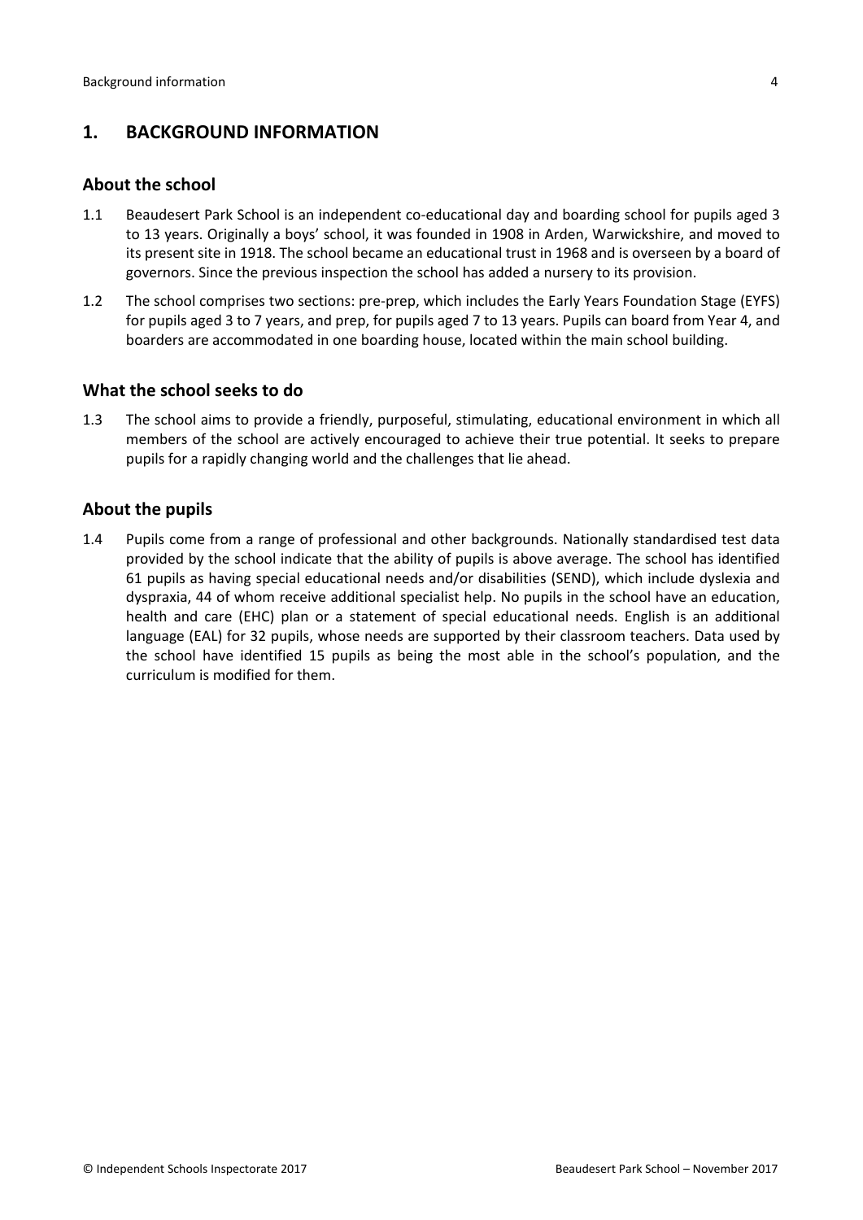## 1. BACKGROUND INFORMATION

### About the school

1.1 Beaudesert Park School is an independent co-educational day and boarding school for pupils aged 3 to 13 years. Originally a boys' school, it was founded in 1908 in Arden, Warwickshire, and moved to its present site in 1918. The school became an educational trust in 1968 and is overseen by a board of governors. Since the previous inspection the school has added a nursery to its provision.

1.2 The school comprises two sections: pre-prep, which includes the Early Years Foundation Stage (EYFS) for pupils aged 3 to 7 years, and prep, for pupils aged 7 to 13 years. Pupils can board from Year 4, and boarders are accommodated in one boarding house, located within the main school building.

### What the school seeks to do

1.3 The school aims to provide a friendly, purposeful, stimulating, educational environment in which all members of the school are actively encouraged to achieve their true potential. It seeks to prepare pupils for a rapidly changing world and the challenges that lie ahead.

### About the pupils

1.4 Pupils come from a range of professional and other backgrounds. Nationally standardised test data provided by the school indicate that the ability of pupils is above average. The school has identified 61 pupils as having special educational needs and/or disabilities (SEND), which include dyslexia and dyspraxia, 44 of whom receive additional specialist help. No pupils in the school have an education, health and care (EHC) plan or a statement of special educational needs. English is an additional language (EAL) for 32 pupils, whose needs are supported by their classroom teachers. Data used by the school have identified 15 pupils as being the most able in the school's population, and the curriculum is modified for them.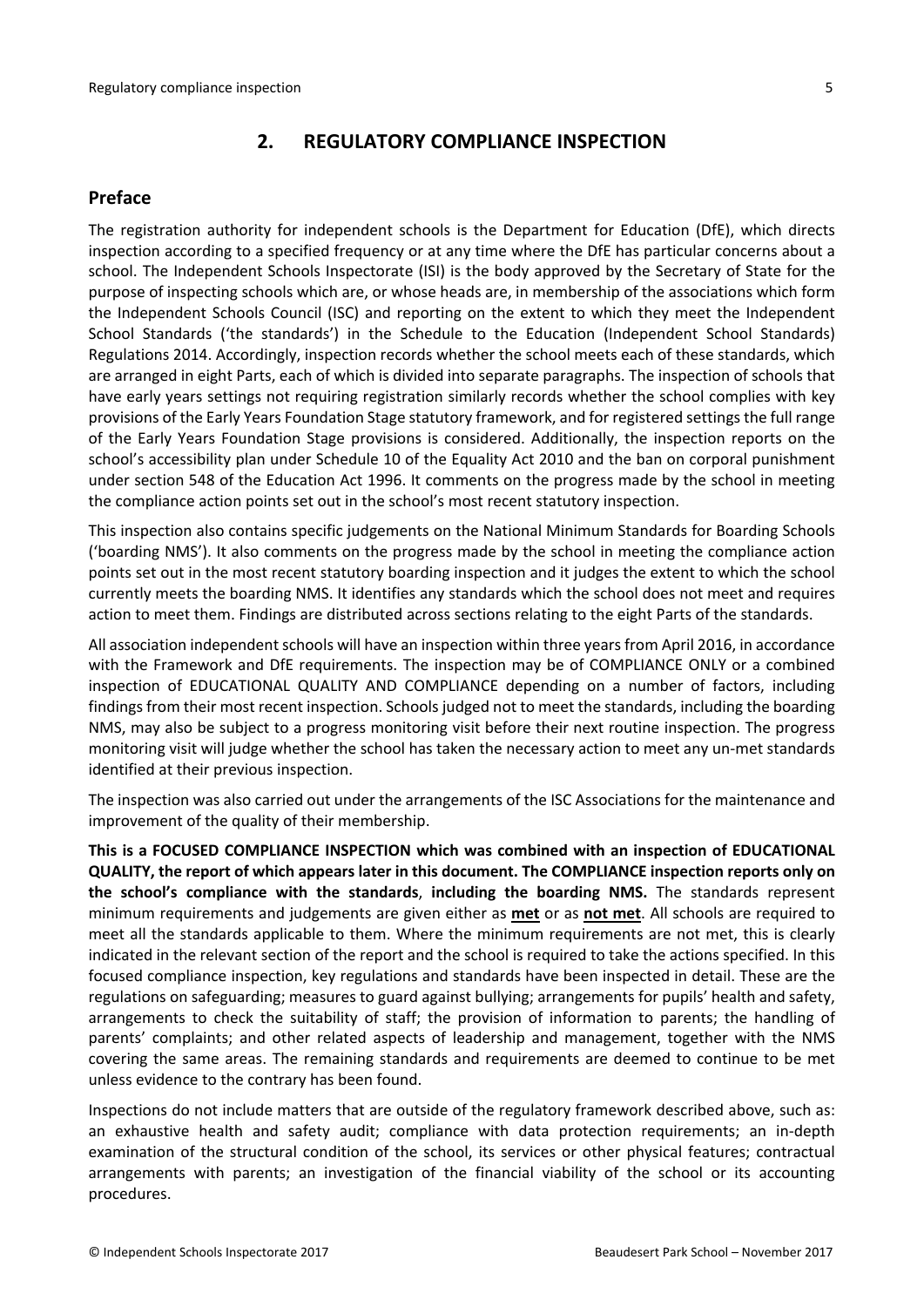## 2. REGULATORY COMPLIANCE INSPECTION

### Preface

The registration authority for independent schools is the Department for Education (DfE), which directs inspection according to a specified frequency or at any time where the DfE has particular concerns about a school. The Independent Schools Inspectorate (ISI) is the body approved by the Secretary of State for the purpose of inspecting schools which are, or whose heads are, in membership of the associations which form the Independent Schools Council (ISC) and reporting on the extent to which they meet the Independent School Standards ('the standards') in the Schedule to the Education (Independent School Standards) Regulations 2014. Accordingly, inspection records whether the school meets each of these standards, which are arranged in eight Parts, each of which is divided into separate paragraphs. The inspection of schools that have early years settings not requiring registration similarly records whether the school complies with key provisions of the Early Years Foundation Stage statutory framework, and for registered settings the full range of the Early Years Foundation Stage provisions is considered. Additionally, the inspection reports on the school's accessibility plan under Schedule 10 of the Equality Act 2010 and the ban on corporal punishment under section 548 of the Education Act 1996. It comments on the progress made by the school in meeting the compliance action points set out in the school's most recent statutory inspection.

This inspection also contains specific judgements on the National Minimum Standards for Boarding Schools ('boarding NMS'). It also comments on the progress made by the school in meeting the compliance action points set out in the most recent statutory boarding inspection and it judges the extent to which the school currently meets the boarding NMS. It identifies any standards which the school does not meet and requires action to meet them. Findings are distributed across sections relating to the eight Parts of the standards.

All association independent schools will have an inspection within three years from April 2016, in accordance with the Framework and DfE requirements. The inspection may be of COMPLIANCE ONLY or a combined inspection of EDUCATIONAL QUALITY AND COMPLIANCE depending on a number of factors, including findings from their most recent inspection. Schools judged not to meet the standards, including the boarding NMS, may also be subject to a progress monitoring visit before their next routine inspection. The progress monitoring visit will judge whether the school has taken the necessary action to meet any un-met standards identified at their previous inspection.

The inspection was also carried out under the arrangements of the ISC Associations for the maintenance and improvement of the quality of their membership.

**This is a FOCUSED COMPLIANCE INSPECTION which was combined with an inspection of EDUCATIONAL QUALITY, the report of which appears later in this document. The COMPLIANCE inspection reports only on the school's compliance with the standards, including the boarding NMS.** The standards represent minimum requirements and judgements are given either as **met** or as **not met**. All schools are required to meet all the standards applicable to them. Where the minimum requirements are not met, this is clearly indicated in the relevant section of the report and the school is required to take the actions specified. In this focused compliance inspection, key regulations and standards have been inspected in detail. These are the regulations on safeguarding; measures to guard against bullying; arrangements for pupils' health and safety, arrangements to check the suitability of staff; the provision of information to parents; the handling of parents' complaints; and other related aspects of leadership and management, together with the NMS covering the same areas. The remaining standards and requirements are deemed to continue to be met unless evidence to the contrary has been found.

Inspections do not include matters that are outside of the regulatory framework described above, such as: an exhaustive health and safety audit; compliance with data protection requirements; an in-depth examination of the structural condition of the school, its services or other physical features; contractual arrangements with parents; an investigation of the financial viability of the school or its accounting procedures.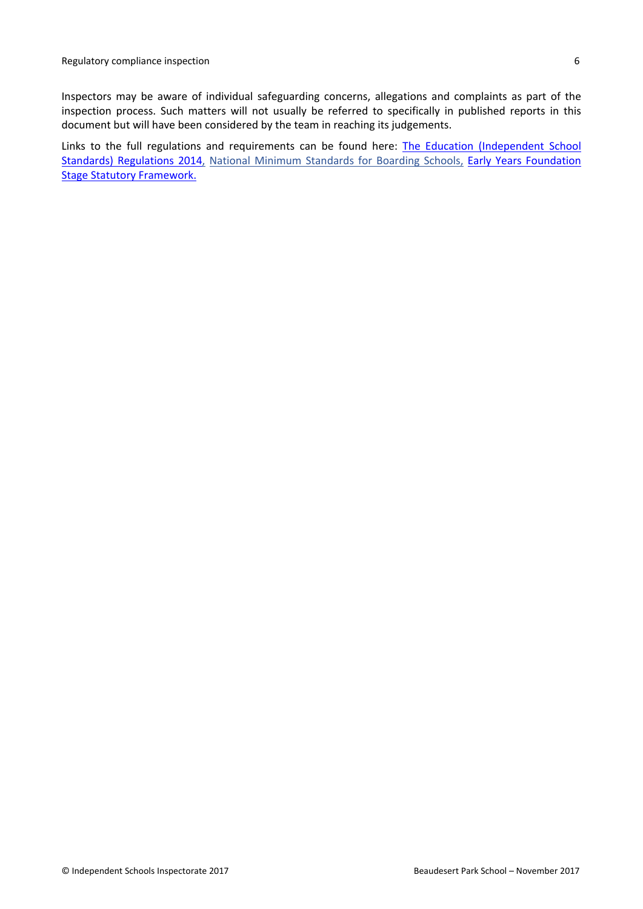Inspectors may be aware of individual safeguarding concerns, allegations and complaints as part of the inspection process. Such matters will not usually be referred to specifically in published reports in this document but will have been considered by the team in reaching its judgements.

Links to the full regulations and requirements can be found here: The Education (Independent School Standards) Regulations 2014, National Minimum Standards for Boarding Schools, Early Years Foundation Stage Statutory Framework.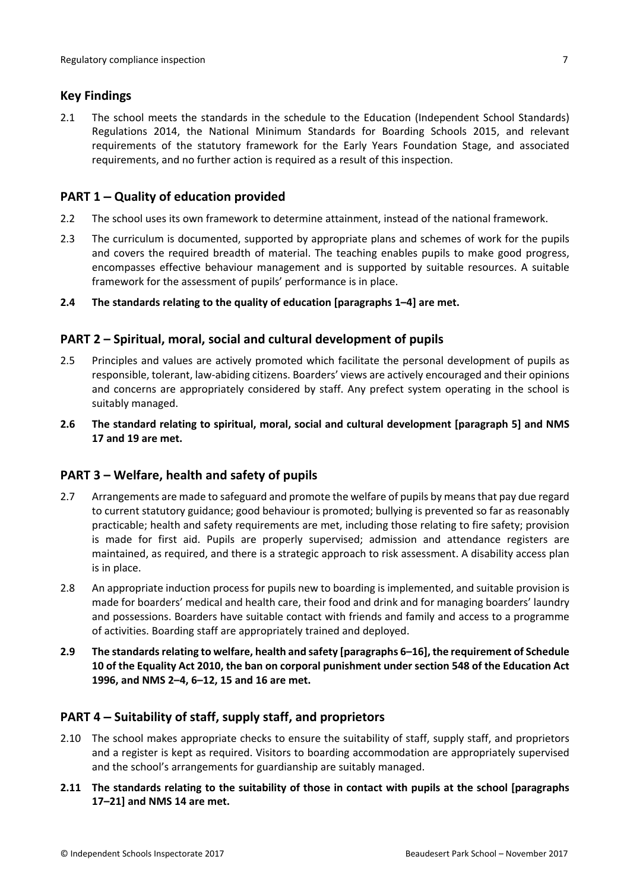## Key Findings

2.1 The school meets the standards in the schedule to the Education (Independent School Standards) Regulations 2014, the National Minimum Standards for Boarding Schools 2015, and relevant requirements of the statutory framework for the Early Years Foundation Stage, and associated requirements, and no further action is required as a result of this inspection.

## PART 1 – Quality of education provided

2.2 The school uses its own framework to determine attainment, instead of the national framework.

2.3 The curriculum is documented, supported by appropriate plans and schemes of work for the pupils and covers the required breadth of material. The teaching enables pupils to make good progress, encompasses effective behaviour management and is supported by suitable resources. A suitable framework for the assessment of pupils' performance is in place.

**2.4 The standards relating to the quality of education [paragraphs 1–4] are met.**

## PART 2 – Spiritual, moral, social and cultural development of pupils

2.5 Principles and values are actively promoted which facilitate the personal development of pupils as responsible, tolerant, law-abiding citizens. Boarders' views are actively encouraged and their opinions and concerns are appropriately considered by staff. Any prefect system operating in the school is suitably managed.

**2.6 The standard relating to spiritual, moral, social and cultural development [paragraph 5] and NMS 17 and 19 are met.**

## PART 3 – Welfare, health and safety of pupils

2.7 Arrangements are made to safeguard and promote the welfare of pupils by means that pay due regard to current statutory guidance; good behaviour is promoted; bullying is prevented so far as reasonably practicable; health and safety requirements are met, including those relating to fire safety; provision is made for first aid. Pupils are properly supervised; admission and attendance registers are maintained, as required, and there is a strategic approach to risk assessment. A disability access plan is in place.

2.8 An appropriate induction process for pupils new to boarding is implemented, and suitable provision is made for boarders' medical and health care, their food and drink and for managing boarders' laundry and possessions. Boarders have suitable contact with friends and family and access to a programme of activities. Boarding staff are appropriately trained and deployed.

**2.9 The standards relating to welfare, health and safety [paragraphs 6–16], the requirement of Schedule 10 of the Equality Act 2010, the ban on corporal punishment under section 548 of the Education Act 1996, and NMS 2–4, 6–12, 15 and 16 are met.**

## PART 4 – Suitability of staff, supply staff, and proprietors

2.10 The school makes appropriate checks to ensure the suitability of staff, supply staff, and proprietors and a register is kept as required. Visitors to boarding accommodation are appropriately supervised and the school's arrangements for guardianship are suitably managed.

**2.11 The standards relating to the suitability of those in contact with pupils at the school [paragraphs 17–21] and NMS 14 are met.**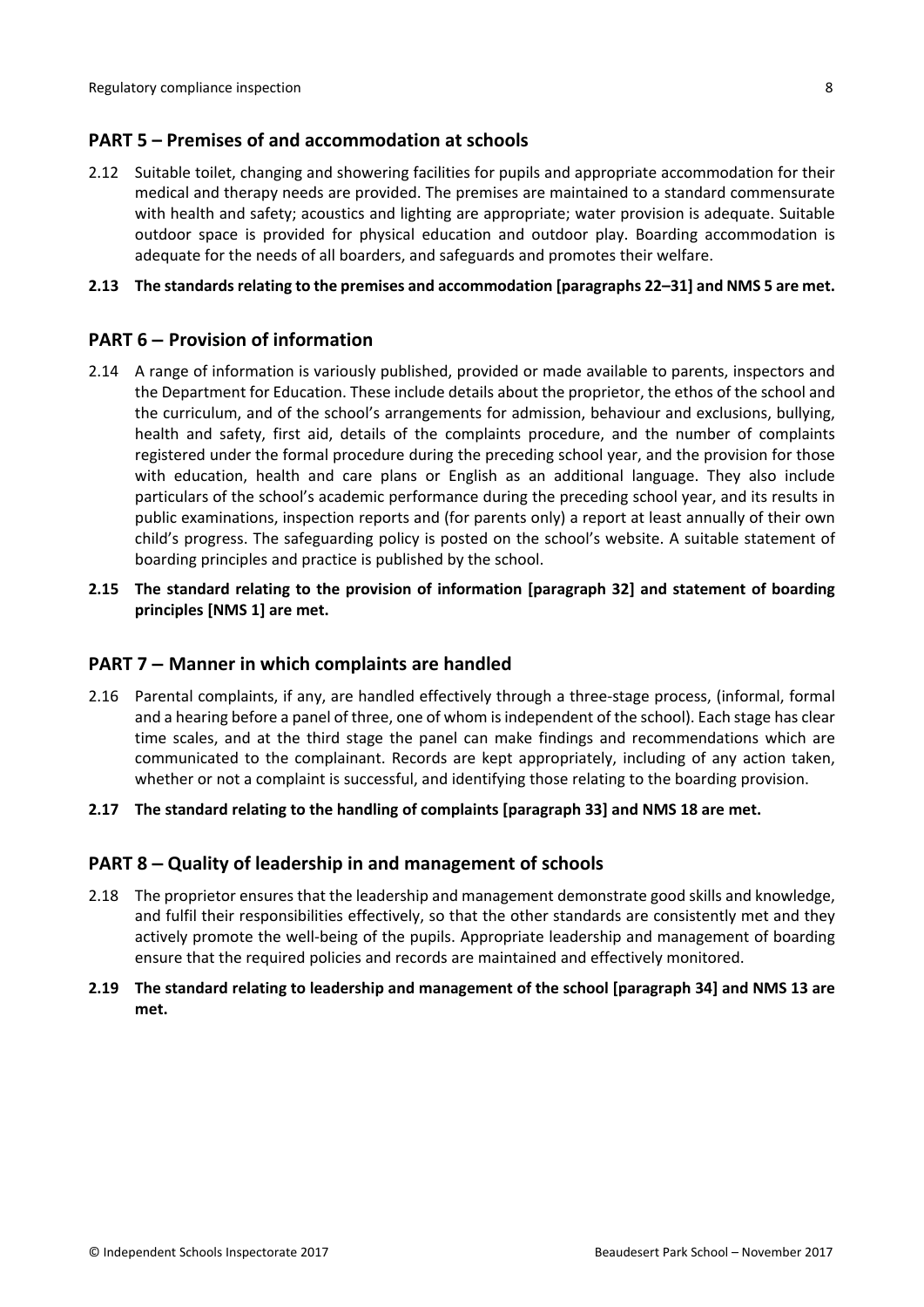## PART 5 – Premises of and accommodation at schools

2.12 Suitable toilet, changing and showering facilities for pupils and appropriate accommodation for their medical and therapy needs are provided. The premises are maintained to a standard commensurate with health and safety; acoustics and lighting are appropriate; water provision is adequate. Suitable outdoor space is provided for physical education and outdoor play. Boarding accommodation is adequate for the needs of all boarders, and safeguards and promotes their welfare.

**2.13 The standards relating to the premises and accommodation [paragraphs 22–31] and NMS 5 are met.**

## PART 6 – Provision of information

2.14 A range of information is variously published, provided or made available to parents, inspectors and the Department for Education. These include details about the proprietor, the ethos of the school and the curriculum, and of the school's arrangements for admission, behaviour and exclusions, bullying, health and safety, first aid, details of the complaints procedure, and the number of complaints registered under the formal procedure during the preceding school year, and the provision for those with education, health and care plans or English as an additional language. They also include particulars of the school's academic performance during the preceding school year, and its results in public examinations, inspection reports and (for parents only) a report at least annually of their own child's progress. The safeguarding policy is posted on the school's website. A suitable statement of boarding principles and practice is published by the school.

**2.15 The standard relating to the provision of information [paragraph 32] and statement of boarding principles [NMS 1] are met.**

## PART 7 – Manner in which complaints are handled

2.16 Parental complaints, if any, are handled effectively through a three-stage process, (informal, formal and a hearing before a panel of three, one of whom is independent of the school). Each stage has clear time scales, and at the third stage the panel can make findings and recommendations which are communicated to the complainant. Records are kept appropriately, including of any action taken, whether or not a complaint is successful, and identifying those relating to the boarding provision.

**2.17 The standard relating to the handling of complaints [paragraph 33] and NMS 18 are met.**

## PART 8 – Quality of leadership in and management of schools

2.18 The proprietor ensures that the leadership and management demonstrate good skills and knowledge, and fulfil their responsibilities effectively, so that the other standards are consistently met and they actively promote the well-being of the pupils. Appropriate leadership and management of boarding ensure that the required policies and records are maintained and effectively monitored.

**2.19 The standard relating to leadership and management of the school [paragraph 34] and NMS 13 are met.**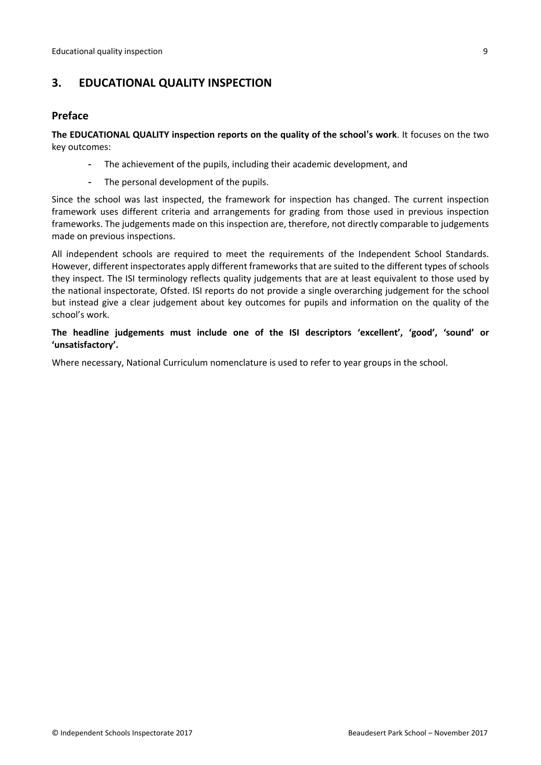## 3. EDUCATIONAL QUALITY INSPECTION

### Preface

**The EDUCATIONAL QUALITY inspection reports on the quality of the school's work**. It focuses on the two key outcomes:

- The achievement of the pupils, including their academic development, and
- The personal development of the pupils.

Since the school was last inspected, the framework for inspection has changed. The current inspection framework uses different criteria and arrangements for grading from those used in previous inspection frameworks. The judgements made on this inspection are, therefore, not directly comparable to judgements made on previous inspections.

All independent schools are required to meet the requirements of the Independent School Standards. However, different inspectorates apply different frameworks that are suited to the different types of schools they inspect. The ISI terminology reflects quality judgements that are at least equivalent to those used by the national inspectorate, Ofsted. ISI reports do not provide a single overarching judgement for the school but instead give a clear judgement about key outcomes for pupils and information on the quality of the school's work.

**The headline judgements must include one of the ISI descriptors 'excellent', 'good', 'sound' or 'unsatisfactory'.**

Where necessary, National Curriculum nomenclature is used to refer to year groups in the school.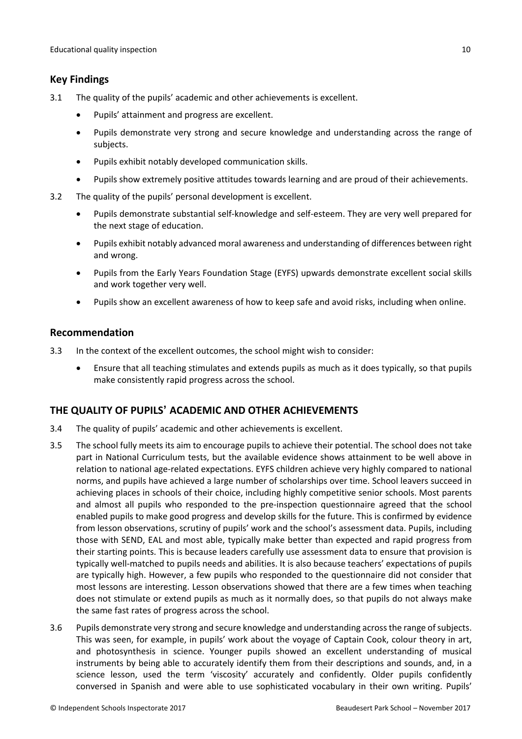## Key Findings

3.1 The quality of the pupils' academic and other achievements is excellent.

- Pupils' attainment and progress are excellent.
- Pupils demonstrate very strong and secure knowledge and understanding across the range of subjects.
- Pupils exhibit notably developed communication skills.
- Pupils show extremely positive attitudes towards learning and are proud of their achievements.

3.2 The quality of the pupils' personal development is excellent.

- Pupils demonstrate substantial self-knowledge and self-esteem. They are very well prepared for the next stage of education.
- Pupils exhibit notably advanced moral awareness and understanding of differences between right and wrong.
- Pupils from the Early Years Foundation Stage (EYFS) upwards demonstrate excellent social skills and work together very well.
- Pupils show an excellent awareness of how to keep safe and avoid risks, including when online.

## Recommendation

3.3 In the context of the excellent outcomes, the school might wish to consider:

- Ensure that all teaching stimulates and extends pupils as much as it does typically, so that pupils make consistently rapid progress across the school.

## THE QUALITY OF PUPILS' ACADEMIC AND OTHER ACHIEVEMENTS

3.4 The quality of pupils' academic and other achievements is excellent.

3.5 The school fully meets its aim to encourage pupils to achieve their potential. The school does not take part in National Curriculum tests, but the available evidence shows attainment to be well above in relation to national age-related expectations. EYFS children achieve very highly compared to national norms, and pupils have achieved a large number of scholarships over time. School leavers succeed in achieving places in schools of their choice, including highly competitive senior schools. Most parents and almost all pupils who responded to the pre-inspection questionnaire agreed that the school enabled pupils to make good progress and develop skills for the future. This is confirmed by evidence from lesson observations, scrutiny of pupils' work and the school's assessment data. Pupils, including those with SEND, EAL and most able, typically make better than expected and rapid progress from their starting points. This is because leaders carefully use assessment data to ensure that provision is typically well-matched to pupils needs and abilities. It is also because teachers' expectations of pupils are typically high. However, a few pupils who responded to the questionnaire did not consider that most lessons are interesting. Lesson observations showed that there are a few times when teaching does not stimulate or extend pupils as much as it normally does, so that pupils do not always make the same fast rates of progress across the school.

3.6 Pupils demonstrate very strong and secure knowledge and understanding across the range of subjects. This was seen, for example, in pupils' work about the voyage of Captain Cook, colour theory in art, and photosynthesis in science. Younger pupils showed an excellent understanding of musical instruments by being able to accurately identify them from their descriptions and sounds, and, in a science lesson, used the term 'viscosity' accurately and confidently. Older pupils confidently conversed in Spanish and were able to use sophisticated vocabulary in their own writing. Pupils'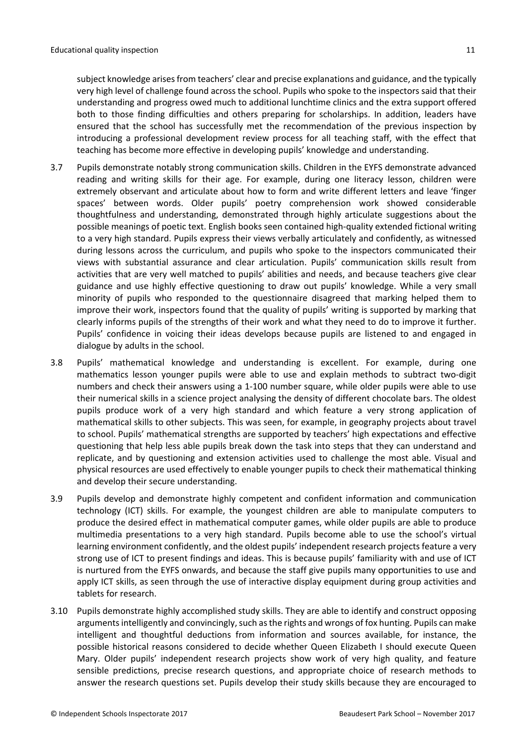subject knowledge arises from teachers' clear and precise explanations and guidance, and the typically very high level of challenge found across the school. Pupils who spoke to the inspectors said that their understanding and progress owed much to additional lunchtime clinics and the extra support offered both to those finding difficulties and others preparing for scholarships. In addition, leaders have ensured that the school has successfully met the recommendation of the previous inspection by introducing a professional development review process for all teaching staff, with the effect that teaching has become more effective in developing pupils' knowledge and understanding.

3.7 Pupils demonstrate notably strong communication skills. Children in the EYFS demonstrate advanced reading and writing skills for their age. For example, during one literacy lesson, children were extremely observant and articulate about how to form and write different letters and leave 'finger spaces' between words. Older pupils' poetry comprehension work showed considerable thoughtfulness and understanding, demonstrated through highly articulate suggestions about the possible meanings of poetic text. English books seen contained high-quality extended fictional writing to a very high standard. Pupils express their views verbally articulately and confidently, as witnessed during lessons across the curriculum, and pupils who spoke to the inspectors communicated their views with substantial assurance and clear articulation. Pupils' communication skills result from activities that are very well matched to pupils' abilities and needs, and because teachers give clear guidance and use highly effective questioning to draw out pupils' knowledge. While a very small minority of pupils who responded to the questionnaire disagreed that marking helped them to improve their work, inspectors found that the quality of pupils' writing is supported by marking that clearly informs pupils of the strengths of their work and what they need to do to improve it further. Pupils' confidence in voicing their ideas develops because pupils are listened to and engaged in dialogue by adults in the school.

3.8 Pupils' mathematical knowledge and understanding is excellent. For example, during one mathematics lesson younger pupils were able to use and explain methods to subtract two-digit numbers and check their answers using a 1-100 number square, while older pupils were able to use their numerical skills in a science project analysing the density of different chocolate bars. The oldest pupils produce work of a very high standard and which feature a very strong application of mathematical skills to other subjects. This was seen, for example, in geography projects about travel to school. Pupils' mathematical strengths are supported by teachers' high expectations and effective questioning that help less able pupils break down the task into steps that they can understand and replicate, and by questioning and extension activities used to challenge the most able. Visual and physical resources are used effectively to enable younger pupils to check their mathematical thinking and develop their secure understanding.

3.9 Pupils develop and demonstrate highly competent and confident information and communication technology (ICT) skills. For example, the youngest children are able to manipulate computers to produce the desired effect in mathematical computer games, while older pupils are able to produce multimedia presentations to a very high standard. Pupils become able to use the school's virtual learning environment confidently, and the oldest pupils' independent research projects feature a very strong use of ICT to present findings and ideas. This is because pupils' familiarity with and use of ICT is nurtured from the EYFS onwards, and because the staff give pupils many opportunities to use and apply ICT skills, as seen through the use of interactive display equipment during group activities and tablets for research.

3.10 Pupils demonstrate highly accomplished study skills. They are able to identify and construct opposing arguments intelligently and convincingly, such as the rights and wrongs of fox hunting. Pupils can make intelligent and thoughtful deductions from information and sources available, for instance, the possible historical reasons considered to decide whether Queen Elizabeth I should execute Queen Mary. Older pupils' independent research projects show work of very high quality, and feature sensible predictions, precise research questions, and appropriate choice of research methods to answer the research questions set. Pupils develop their study skills because they are encouraged to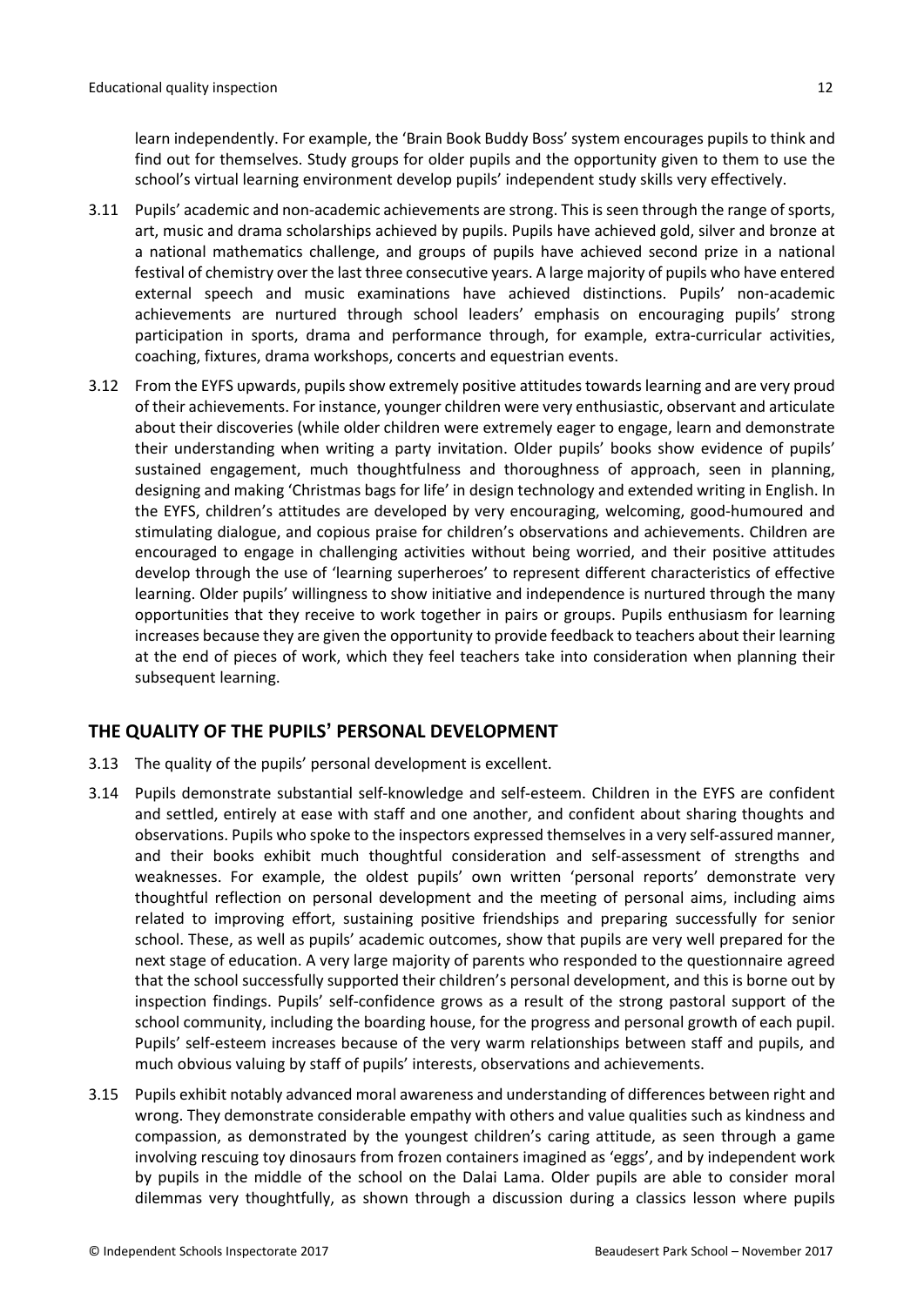learn independently. For example, the 'Brain Book Buddy Boss' system encourages pupils to think and find out for themselves. Study groups for older pupils and the opportunity given to them to use the school's virtual learning environment develop pupils' independent study skills very effectively.

3.11 Pupils' academic and non-academic achievements are strong. This is seen through the range of sports, art, music and drama scholarships achieved by pupils. Pupils have achieved gold, silver and bronze at a national mathematics challenge, and groups of pupils have achieved second prize in a national festival of chemistry over the last three consecutive years. A large majority of pupils who have entered external speech and music examinations have achieved distinctions. Pupils' non-academic achievements are nurtured through school leaders' emphasis on encouraging pupils' strong participation in sports, drama and performance through, for example, extra-curricular activities, coaching, fixtures, drama workshops, concerts and equestrian events.

3.12 From the EYFS upwards, pupils show extremely positive attitudes towards learning and are very proud of their achievements. For instance, younger children were very enthusiastic, observant and articulate about their discoveries (while older children were extremely eager to engage, learn and demonstrate their understanding when writing a party invitation. Older pupils' books show evidence of pupils' sustained engagement, much thoughtfulness and thoroughness of approach, seen in planning, designing and making 'Christmas bags for life' in design technology and extended writing in English. In the EYFS, children's attitudes are developed by very encouraging, welcoming, good-humoured and stimulating dialogue, and copious praise for children's observations and achievements. Children are encouraged to engage in challenging activities without being worried, and their positive attitudes develop through the use of 'learning superheroes' to represent different characteristics of effective learning. Older pupils' willingness to show initiative and independence is nurtured through the many opportunities that they receive to work together in pairs or groups. Pupils enthusiasm for learning increases because they are given the opportunity to provide feedback to teachers about their learning at the end of pieces of work, which they feel teachers take into consideration when planning their subsequent learning.

## THE QUALITY OF THE PUPILS' PERSONAL DEVELOPMENT

3.13 The quality of the pupils' personal development is excellent.

3.14 Pupils demonstrate substantial self-knowledge and self-esteem. Children in the EYFS are confident and settled, entirely at ease with staff and one another, and confident about sharing thoughts and observations. Pupils who spoke to the inspectors expressed themselves in a very self-assured manner, and their books exhibit much thoughtful consideration and self-assessment of strengths and weaknesses. For example, the oldest pupils' own written 'personal reports' demonstrate very thoughtful reflection on personal development and the meeting of personal aims, including aims related to improving effort, sustaining positive friendships and preparing successfully for senior school. These, as well as pupils' academic outcomes, show that pupils are very well prepared for the next stage of education. A very large majority of parents who responded to the questionnaire agreed that the school successfully supported their children's personal development, and this is borne out by inspection findings. Pupils' self-confidence grows as a result of the strong pastoral support of the school community, including the boarding house, for the progress and personal growth of each pupil. Pupils' self-esteem increases because of the very warm relationships between staff and pupils, and much obvious valuing by staff of pupils' interests, observations and achievements.

3.15 Pupils exhibit notably advanced moral awareness and understanding of differences between right and wrong. They demonstrate considerable empathy with others and value qualities such as kindness and compassion, as demonstrated by the youngest children's caring attitude, as seen through a game involving rescuing toy dinosaurs from frozen containers imagined as 'eggs', and by independent work by pupils in the middle of the school on the Dalai Lama. Older pupils are able to consider moral dilemmas very thoughtfully, as shown through a discussion during a classics lesson where pupils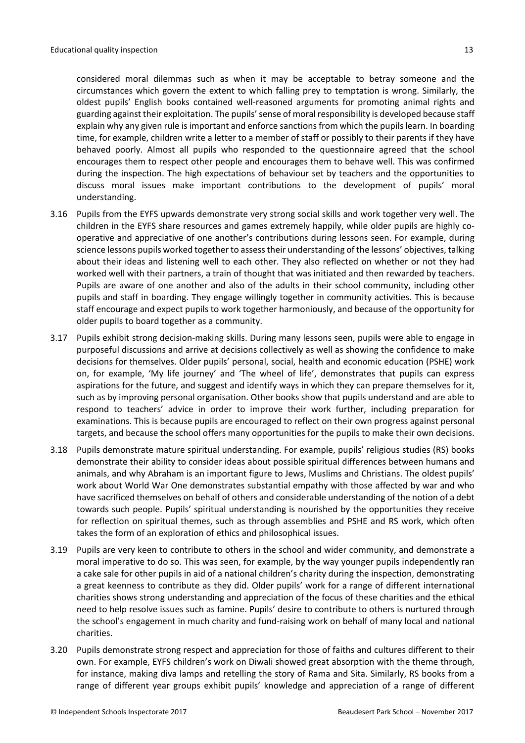considered moral dilemmas such as when it may be acceptable to betray someone and the circumstances which govern the extent to which falling prey to temptation is wrong. Similarly, the oldest pupils' English books contained well-reasoned arguments for promoting animal rights and guarding against their exploitation. The pupils' sense of moral responsibility is developed because staff explain why any given rule is important and enforce sanctions from which the pupils learn. In boarding time, for example, children write a letter to a member of staff or possibly to their parents if they have behaved poorly. Almost all pupils who responded to the questionnaire agreed that the school encourages them to respect other people and encourages them to behave well. This was confirmed during the inspection. The high expectations of behaviour set by teachers and the opportunities to discuss moral issues make important contributions to the development of pupils' moral understanding.

3.16 Pupils from the EYFS upwards demonstrate very strong social skills and work together very well. The children in the EYFS share resources and games extremely happily, while older pupils are highly co-operative and appreciative of one another's contributions during lessons seen. For example, during science lessons pupils worked together to assess their understanding of the lessons' objectives, talking about their ideas and listening well to each other. They also reflected on whether or not they had worked well with their partners, a train of thought that was initiated and then rewarded by teachers. Pupils are aware of one another and also of the adults in their school community, including other pupils and staff in boarding. They engage willingly together in community activities. This is because staff encourage and expect pupils to work together harmoniously, and because of the opportunity for older pupils to board together as a community.

3.17 Pupils exhibit strong decision-making skills. During many lessons seen, pupils were able to engage in purposeful discussions and arrive at decisions collectively as well as showing the confidence to make decisions for themselves. Older pupils' personal, social, health and economic education (PSHE) work on, for example, 'My life journey' and 'The wheel of life', demonstrates that pupils can express aspirations for the future, and suggest and identify ways in which they can prepare themselves for it, such as by improving personal organisation. Other books show that pupils understand and are able to respond to teachers' advice in order to improve their work further, including preparation for examinations. This is because pupils are encouraged to reflect on their own progress against personal targets, and because the school offers many opportunities for the pupils to make their own decisions.

3.18 Pupils demonstrate mature spiritual understanding. For example, pupils' religious studies (RS) books demonstrate their ability to consider ideas about possible spiritual differences between humans and animals, and why Abraham is an important figure to Jews, Muslims and Christians. The oldest pupils' work about World War One demonstrates substantial empathy with those affected by war and who have sacrificed themselves on behalf of others and considerable understanding of the notion of a debt towards such people. Pupils' spiritual understanding is nourished by the opportunities they receive for reflection on spiritual themes, such as through assemblies and PSHE and RS work, which often takes the form of an exploration of ethics and philosophical issues.

3.19 Pupils are very keen to contribute to others in the school and wider community, and demonstrate a moral imperative to do so. This was seen, for example, by the way younger pupils independently ran a cake sale for other pupils in aid of a national children's charity during the inspection, demonstrating a great keenness to contribute as they did. Older pupils' work for a range of different international charities shows strong understanding and appreciation of the focus of these charities and the ethical need to help resolve issues such as famine. Pupils' desire to contribute to others is nurtured through the school's engagement in much charity and fund-raising work on behalf of many local and national charities.

3.20 Pupils demonstrate strong respect and appreciation for those of faiths and cultures different to their own. For example, EYFS children's work on Diwali showed great absorption with the theme through, for instance, making diva lamps and retelling the story of Rama and Sita. Similarly, RS books from a range of different year groups exhibit pupils' knowledge and appreciation of a range of different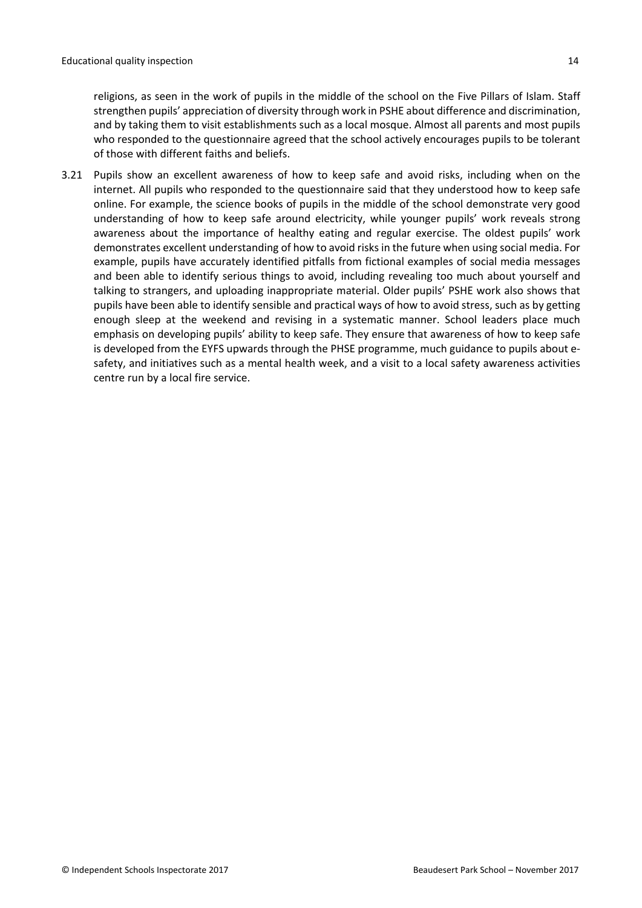religions, as seen in the work of pupils in the middle of the school on the Five Pillars of Islam. Staff strengthen pupils' appreciation of diversity through work in PSHE about difference and discrimination, and by taking them to visit establishments such as a local mosque. Almost all parents and most pupils who responded to the questionnaire agreed that the school actively encourages pupils to be tolerant of those with different faiths and beliefs.

3.21 Pupils show an excellent awareness of how to keep safe and avoid risks, including when on the internet. All pupils who responded to the questionnaire said that they understood how to keep safe online. For example, the science books of pupils in the middle of the school demonstrate very good understanding of how to keep safe around electricity, while younger pupils' work reveals strong awareness about the importance of healthy eating and regular exercise. The oldest pupils' work demonstrates excellent understanding of how to avoid risks in the future when using social media. For example, pupils have accurately identified pitfalls from fictional examples of social media messages and been able to identify serious things to avoid, including revealing too much about yourself and talking to strangers, and uploading inappropriate material. Older pupils' PSHE work also shows that pupils have been able to identify sensible and practical ways of how to avoid stress, such as by getting enough sleep at the weekend and revising in a systematic manner. School leaders place much emphasis on developing pupils' ability to keep safe. They ensure that awareness of how to keep safe is developed from the EYFS upwards through the PHSE programme, much guidance to pupils about e-safety, and initiatives such as a mental health week, and a visit to a local safety awareness activities centre run by a local fire service.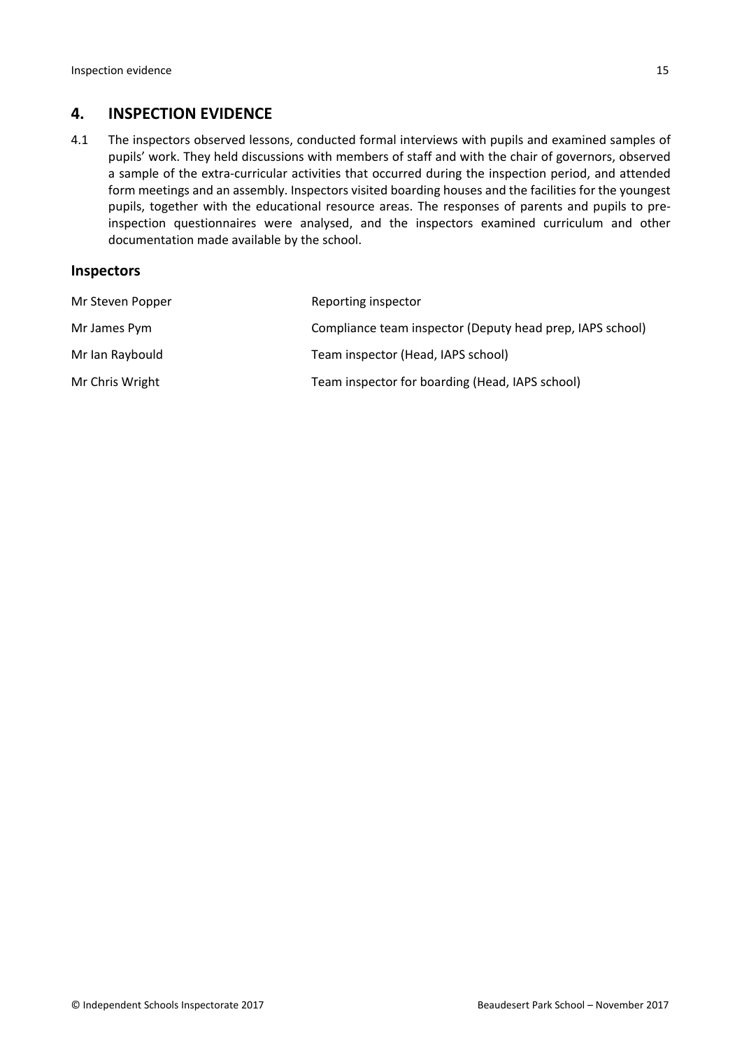## 4. INSPECTION EVIDENCE

4.1 The inspectors observed lessons, conducted formal interviews with pupils and examined samples of pupils' work. They held discussions with members of staff and with the chair of governors, observed a sample of the extra-curricular activities that occurred during the inspection period, and attended form meetings and an assembly. Inspectors visited boarding houses and the facilities for the youngest pupils, together with the educational resource areas. The responses of parents and pupils to pre-inspection questionnaires were analysed, and the inspectors examined curriculum and other documentation made available by the school.

### Inspectors

| | |
|---|---|
| Mr Steven Popper | Reporting inspector |
| Mr James Pym | Compliance team inspector (Deputy head prep, IAPS school) |
| Mr Ian Raybould | Team inspector (Head, IAPS school) |
| Mr Chris Wright | Team inspector for boarding (Head, IAPS school) |